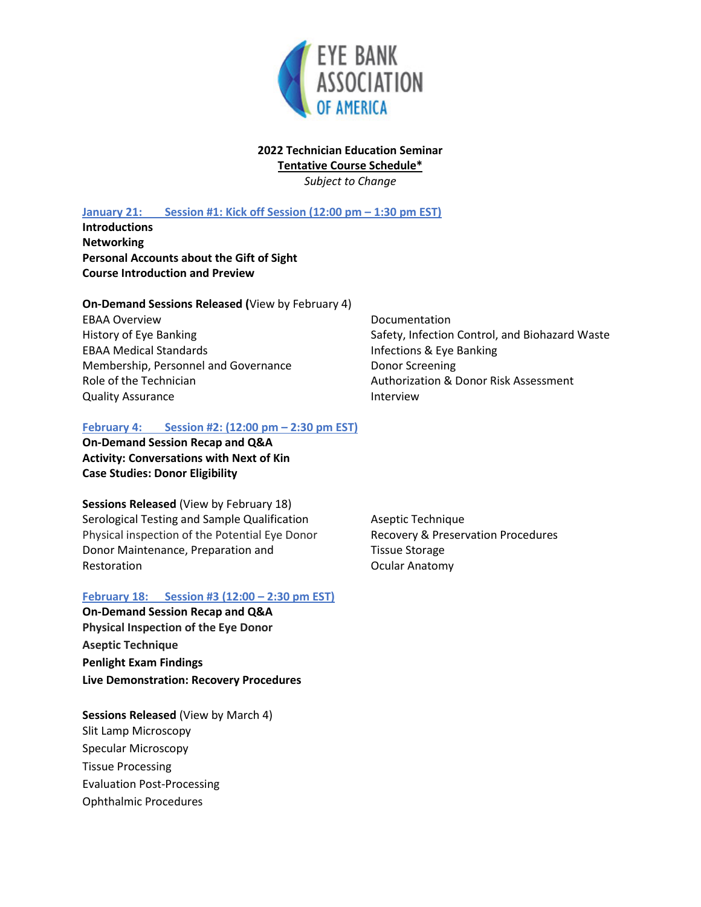EYE BANK ASSOCIATION OF AMERICA

**2022 Technician Education Seminar**

**Tentative Course Schedule***

*Subject to Change*

## January 21: Session #1: Kick off Session (12:00 pm – 1:30 pm EST)

**Introductions**

**Networking**

**Personal Accounts about the Gift of Sight**

**Course Introduction and Preview**

**On-Demand Sessions Released (**View by February 4)

EBAA Overview

History of Eye Banking

EBAA Medical Standards

Membership, Personnel and Governance

Role of the Technician

Quality Assurance

Documentation

Safety, Infection Control, and Biohazard Waste

Infections & Eye Banking

Donor Screening

Authorization & Donor Risk Assessment

Interview

## February 4: Session #2: (12:00 pm – 2:30 pm EST)

**On-Demand Session Recap and Q&A**

**Activity: Conversations with Next of Kin**

**Case Studies: Donor Eligibility**

**Sessions Released** (View by February 18)

Serological Testing and Sample Qualification

Physical inspection of the Potential Eye Donor

Donor Maintenance, Preparation and Restoration

Aseptic Technique

Recovery & Preservation Procedures

Tissue Storage

Ocular Anatomy

## February 18: Session #3 (12:00 – 2:30 pm EST)

**On-Demand Session Recap and Q&A**

**Physical Inspection of the Eye Donor**

**Aseptic Technique**

**Penlight Exam Findings**

**Live Demonstration: Recovery Procedures**

**Sessions Released** (View by March 4)

Slit Lamp Microscopy

Specular Microscopy

Tissue Processing

Evaluation Post-Processing

Ophthalmic Procedures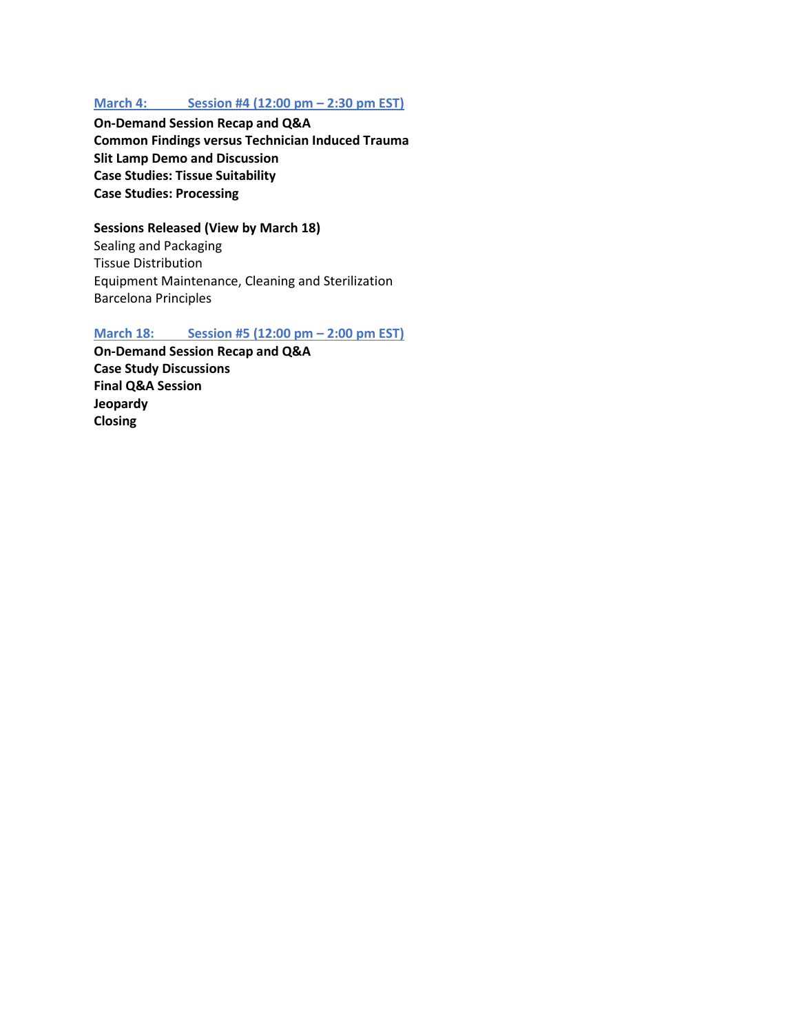**March 4:  Session #4 (12:00 pm – 2:30 pm EST)**

**On-Demand Session Recap and Q&A**
**Common Findings versus Technician Induced Trauma**
**Slit Lamp Demo and Discussion**
**Case Studies: Tissue Suitability**
**Case Studies: Processing**

**Sessions Released (View by March 18)**
Sealing and Packaging
Tissue Distribution
Equipment Maintenance, Cleaning and Sterilization
Barcelona Principles

**March 18:  Session #5 (12:00 pm – 2:00 pm EST)**

**On-Demand Session Recap and Q&A**
**Case Study Discussions**
**Final Q&A Session**
**Jeopardy**
**Closing**